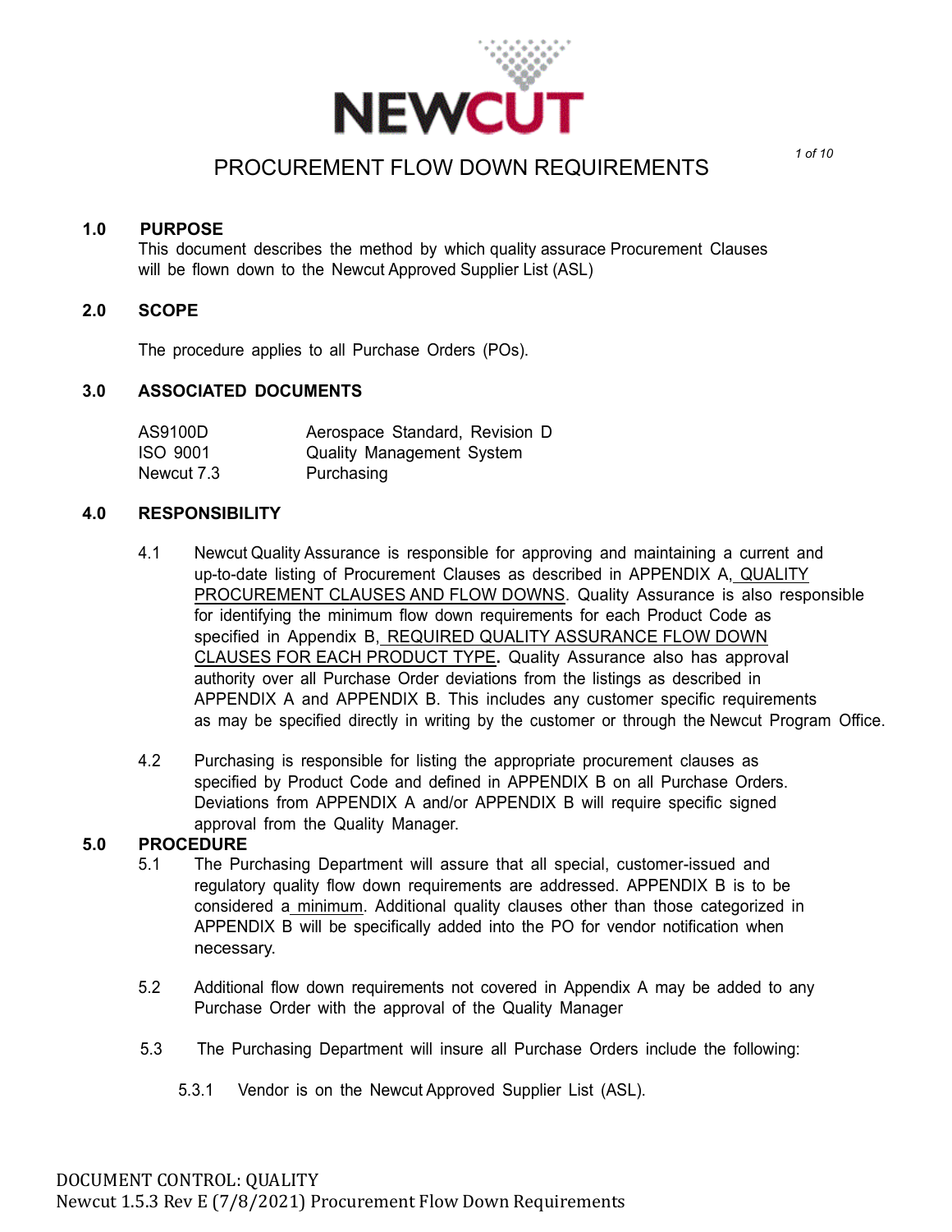# PROCUREMENT FLOW DOWN REQUIREMENTS

## 1.0 PURPOSE

This document describes the method by which quality assurace Procurement Clauses will be flown down to the Newcut Approved Supplier List (ASL)

## 2.0 SCOPE

The procedure applies to all Purchase Orders (POs).

## 3.0 ASSOCIATED DOCUMENTS

| | |
|---|---|
| AS9100D | Aerospace Standard, Revision D |
| ISO 9001 | Quality Management System |
| Newcut 7.3 | Purchasing |

## 4.0 RESPONSIBILITY

4.1 Newcut Quality Assurance is responsible for approving and maintaining a current and up-to-date listing of Procurement Clauses as described in APPENDIX A, QUALITY PROCUREMENT CLAUSES AND FLOW DOWNS. Quality Assurance is also responsible for identifying the minimum flow down requirements for each Product Code as specified in Appendix B, REQUIRED QUALITY ASSURANCE FLOW DOWN CLAUSES FOR EACH PRODUCT TYPE**.** Quality Assurance also has approval authority over all Purchase Order deviations from the listings as described in APPENDIX A and APPENDIX B. This includes any customer specific requirements as may be specified directly in writing by the customer or through the Newcut Program Office.

4.2 Purchasing is responsible for listing the appropriate procurement clauses as specified by Product Code and defined in APPENDIX B on all Purchase Orders. Deviations from APPENDIX A and/or APPENDIX B will require specific signed approval from the Quality Manager.

## 5.0 PROCEDURE

5.1 The Purchasing Department will assure that all special, customer-issued and regulatory quality flow down requirements are addressed. APPENDIX B is to be considered a minimum. Additional quality clauses other than those categorized in APPENDIX B will be specifically added into the PO for vendor notification when necessary.

5.2 Additional flow down requirements not covered in Appendix A may be added to any Purchase Order with the approval of the Quality Manager

5.3 The Purchasing Department will insure all Purchase Orders include the following:

5.3.1 Vendor is on the Newcut Approved Supplier List (ASL).

DOCUMENT CONTROL: QUALITY
Newcut 1.5.3 Rev E (7/8/2021) Procurement Flow Down Requirements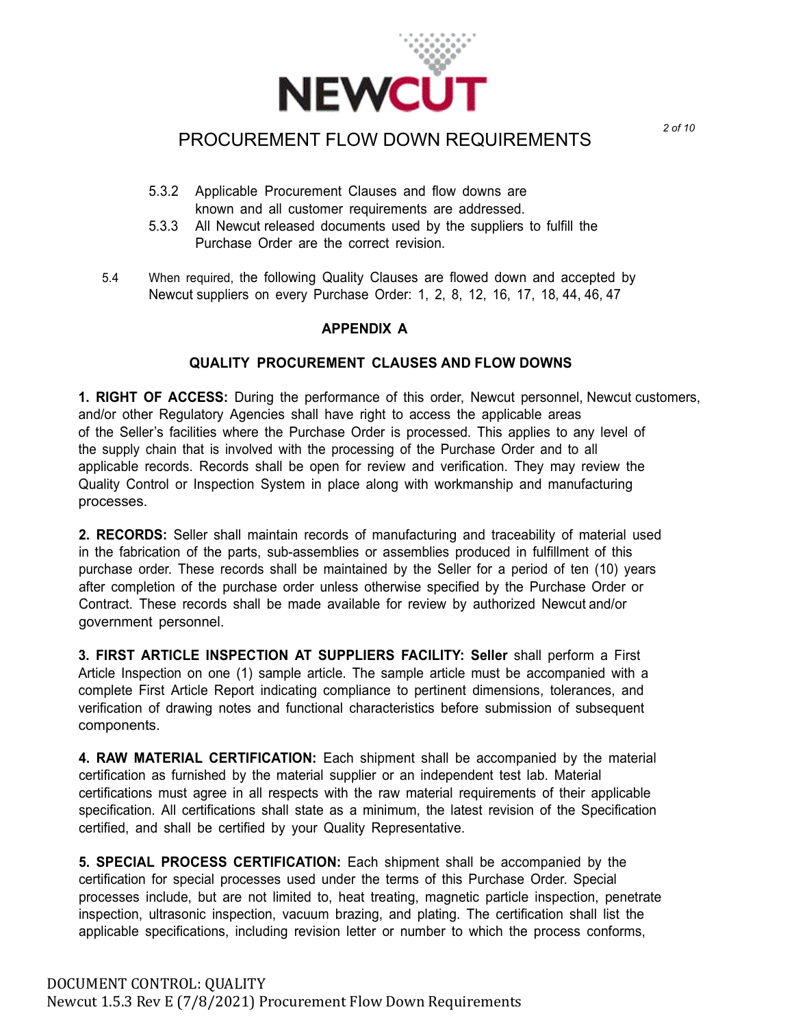5.3.2 Applicable Procurement Clauses and flow downs are known and all customer requirements are addressed.

5.3.3 All Newcut released documents used by the suppliers to fulfill the Purchase Order are the correct revision.

5.4 When required, the following Quality Clauses are flowed down and accepted by Newcut suppliers on every Purchase Order: 1, 2, 8, 12, 16, 17, 18, 44, 46, 47

## APPENDIX A

### QUALITY PROCUREMENT CLAUSES AND FLOW DOWNS

**1. RIGHT OF ACCESS:** During the performance of this order, Newcut personnel, Newcut customers, and/or other Regulatory Agencies shall have right to access the applicable areas of the Seller's facilities where the Purchase Order is processed. This applies to any level of the supply chain that is involved with the processing of the Purchase Order and to all applicable records. Records shall be open for review and verification. They may review the Quality Control or Inspection System in place along with workmanship and manufacturing processes.

**2. RECORDS:** Seller shall maintain records of manufacturing and traceability of material used in the fabrication of the parts, sub-assemblies or assemblies produced in fulfillment of this purchase order. These records shall be maintained by the Seller for a period of ten (10) years after completion of the purchase order unless otherwise specified by the Purchase Order or Contract. These records shall be made available for review by authorized Newcut and/or government personnel.

**3. FIRST ARTICLE INSPECTION AT SUPPLIERS FACILITY: Seller** shall perform a First Article Inspection on one (1) sample article. The sample article must be accompanied with a complete First Article Report indicating compliance to pertinent dimensions, tolerances, and verification of drawing notes and functional characteristics before submission of subsequent components.

**4. RAW MATERIAL CERTIFICATION:** Each shipment shall be accompanied by the material certification as furnished by the material supplier or an independent test lab. Material certifications must agree in all respects with the raw material requirements of their applicable specification. All certifications shall state as a minimum, the latest revision of the Specification certified, and shall be certified by your Quality Representative.

**5. SPECIAL PROCESS CERTIFICATION:** Each shipment shall be accompanied by the certification for special processes used under the terms of this Purchase Order. Special processes include, but are not limited to, heat treating, magnetic particle inspection, penetrate inspection, ultrasonic inspection, vacuum brazing, and plating. The certification shall list the applicable specifications, including revision letter or number to which the process conforms,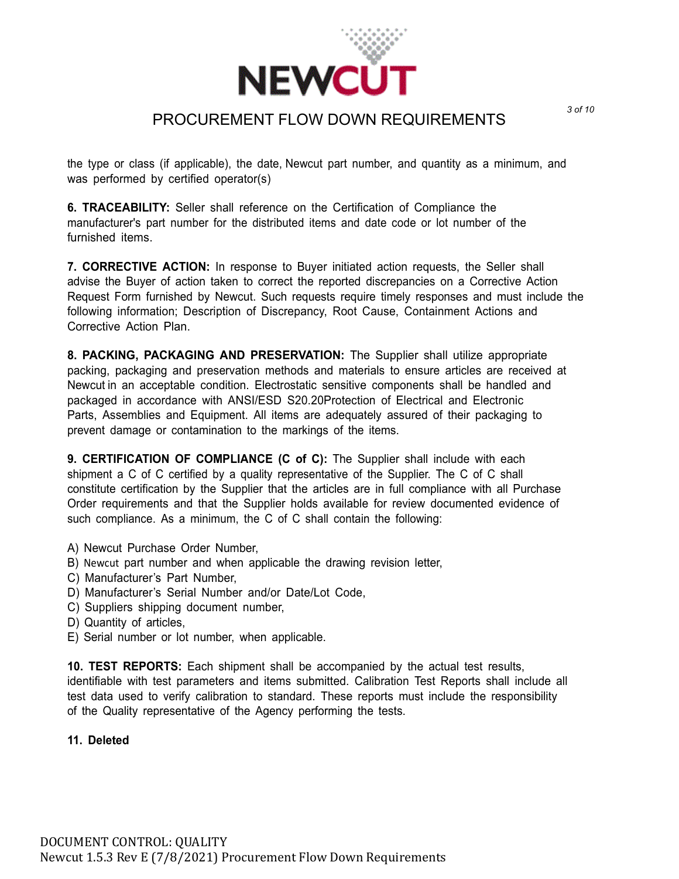the type or class (if applicable), the date, Newcut part number, and quantity as a minimum, and was performed by certified operator(s)

**6. TRACEABILITY:** Seller shall reference on the Certification of Compliance the manufacturer's part number for the distributed items and date code or lot number of the furnished items.

**7. CORRECTIVE ACTION:** In response to Buyer initiated action requests, the Seller shall advise the Buyer of action taken to correct the reported discrepancies on a Corrective Action Request Form furnished by Newcut. Such requests require timely responses and must include the following information; Description of Discrepancy, Root Cause, Containment Actions and Corrective Action Plan.

**8. PACKING, PACKAGING AND PRESERVATION:** The Supplier shall utilize appropriate packing, packaging and preservation methods and materials to ensure articles are received at Newcut in an acceptable condition. Electrostatic sensitive components shall be handled and packaged in accordance with ANSI/ESD S20.20Protection of Electrical and Electronic Parts, Assemblies and Equipment. All items are adequately assured of their packaging to prevent damage or contamination to the markings of the items.

**9. CERTIFICATION OF COMPLIANCE (C of C):** The Supplier shall include with each shipment a C of C certified by a quality representative of the Supplier. The C of C shall constitute certification by the Supplier that the articles are in full compliance with all Purchase Order requirements and that the Supplier holds available for review documented evidence of such compliance. As a minimum, the C of C shall contain the following:

A) Newcut Purchase Order Number,  
B) Newcut part number and when applicable the drawing revision letter,  
C) Manufacturer's Part Number,  
D) Manufacturer's Serial Number and/or Date/Lot Code,  
C) Suppliers shipping document number,  
D) Quantity of articles,  
E) Serial number or lot number, when applicable.

**10. TEST REPORTS:** Each shipment shall be accompanied by the actual test results, identifiable with test parameters and items submitted. Calibration Test Reports shall include all test data used to verify calibration to standard. These reports must include the responsibility of the Quality representative of the Agency performing the tests.

**11. Deleted**

DOCUMENT CONTROL: QUALITY  
Newcut 1.5.3 Rev E (7/8/2021) Procurement Flow Down Requirements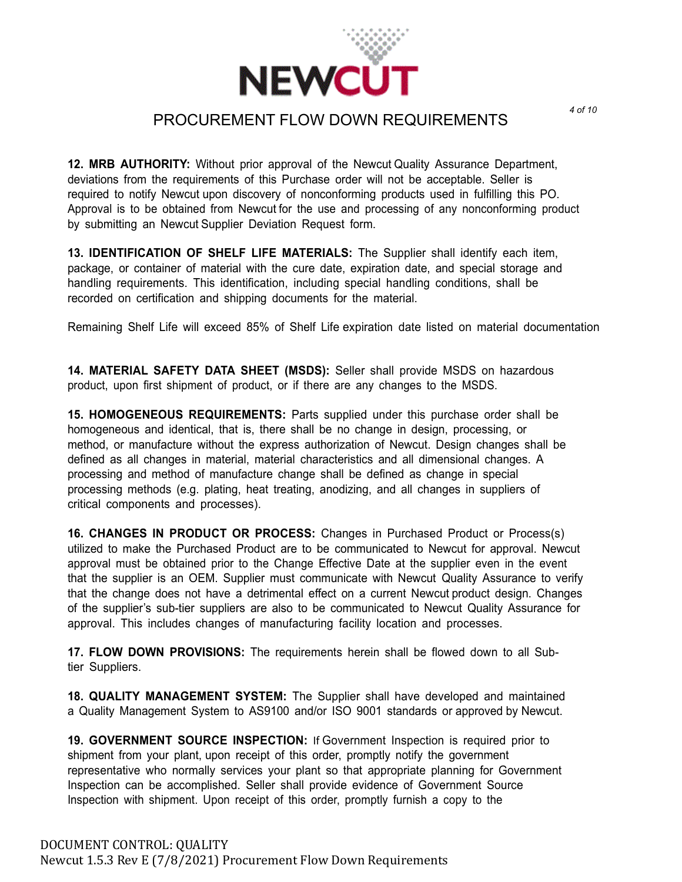**12. MRB AUTHORITY:** Without prior approval of the Newcut Quality Assurance Department, deviations from the requirements of this Purchase order will not be acceptable. Seller is required to notify Newcut upon discovery of nonconforming products used in fulfilling this PO. Approval is to be obtained from Newcut for the use and processing of any nonconforming product by submitting an Newcut Supplier Deviation Request form.

**13. IDENTIFICATION OF SHELF LIFE MATERIALS:** The Supplier shall identify each item, package, or container of material with the cure date, expiration date, and special storage and handling requirements. This identification, including special handling conditions, shall be recorded on certification and shipping documents for the material.

Remaining Shelf Life will exceed 85% of Shelf Life expiration date listed on material documentation

**14. MATERIAL SAFETY DATA SHEET (MSDS):** Seller shall provide MSDS on hazardous product, upon first shipment of product, or if there are any changes to the MSDS.

**15. HOMOGENEOUS REQUIREMENTS:** Parts supplied under this purchase order shall be homogeneous and identical, that is, there shall be no change in design, processing, or method, or manufacture without the express authorization of Newcut. Design changes shall be defined as all changes in material, material characteristics and all dimensional changes. A processing and method of manufacture change shall be defined as change in special processing methods (e.g. plating, heat treating, anodizing, and all changes in suppliers of critical components and processes).

**16. CHANGES IN PRODUCT OR PROCESS:** Changes in Purchased Product or Process(s) utilized to make the Purchased Product are to be communicated to Newcut for approval. Newcut approval must be obtained prior to the Change Effective Date at the supplier even in the event that the supplier is an OEM. Supplier must communicate with Newcut Quality Assurance to verify that the change does not have a detrimental effect on a current Newcut product design. Changes of the supplier's sub-tier suppliers are also to be communicated to Newcut Quality Assurance for approval. This includes changes of manufacturing facility location and processes.

**17. FLOW DOWN PROVISIONS:** The requirements herein shall be flowed down to all Sub-tier Suppliers.

**18. QUALITY MANAGEMENT SYSTEM:** The Supplier shall have developed and maintained a Quality Management System to AS9100 and/or ISO 9001 standards or approved by Newcut.

**19. GOVERNMENT SOURCE INSPECTION:** If Government Inspection is required prior to shipment from your plant, upon receipt of this order, promptly notify the government representative who normally services your plant so that appropriate planning for Government Inspection can be accomplished. Seller shall provide evidence of Government Source Inspection with shipment. Upon receipt of this order, promptly furnish a copy to the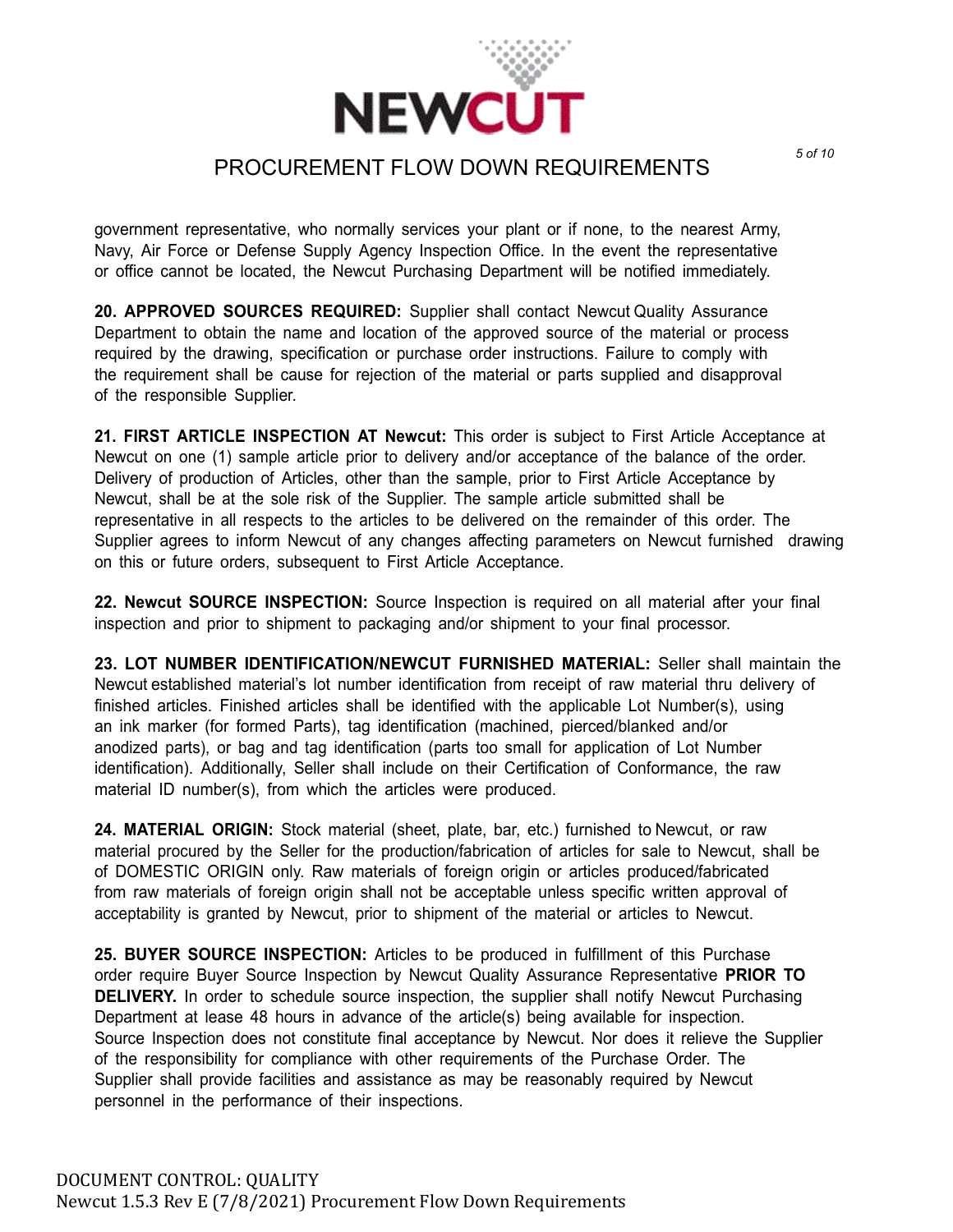government representative, who normally services your plant or if none, to the nearest Army, Navy, Air Force or Defense Supply Agency Inspection Office. In the event the representative or office cannot be located, the Newcut Purchasing Department will be notified immediately.

**20. APPROVED SOURCES REQUIRED:** Supplier shall contact Newcut Quality Assurance Department to obtain the name and location of the approved source of the material or process required by the drawing, specification or purchase order instructions. Failure to comply with the requirement shall be cause for rejection of the material or parts supplied and disapproval of the responsible Supplier.

**21. FIRST ARTICLE INSPECTION AT Newcut:** This order is subject to First Article Acceptance at Newcut on one (1) sample article prior to delivery and/or acceptance of the balance of the order. Delivery of production of Articles, other than the sample, prior to First Article Acceptance by Newcut, shall be at the sole risk of the Supplier. The sample article submitted shall be representative in all respects to the articles to be delivered on the remainder of this order. The Supplier agrees to inform Newcut of any changes affecting parameters on Newcut furnished drawing on this or future orders, subsequent to First Article Acceptance.

**22. Newcut SOURCE INSPECTION:** Source Inspection is required on all material after your final inspection and prior to shipment to packaging and/or shipment to your final processor.

**23. LOT NUMBER IDENTIFICATION/NEWCUT FURNISHED MATERIAL:** Seller shall maintain the Newcut established material's lot number identification from receipt of raw material thru delivery of finished articles. Finished articles shall be identified with the applicable Lot Number(s), using an ink marker (for formed Parts), tag identification (machined, pierced/blanked and/or anodized parts), or bag and tag identification (parts too small for application of Lot Number identification). Additionally, Seller shall include on their Certification of Conformance, the raw material ID number(s), from which the articles were produced.

**24. MATERIAL ORIGIN:** Stock material (sheet, plate, bar, etc.) furnished to Newcut, or raw material procured by the Seller for the production/fabrication of articles for sale to Newcut, shall be of DOMESTIC ORIGIN only. Raw materials of foreign origin or articles produced/fabricated from raw materials of foreign origin shall not be acceptable unless specific written approval of acceptability is granted by Newcut, prior to shipment of the material or articles to Newcut.

**25. BUYER SOURCE INSPECTION:** Articles to be produced in fulfillment of this Purchase order require Buyer Source Inspection by Newcut Quality Assurance Representative **PRIOR TO DELIVERY.** In order to schedule source inspection, the supplier shall notify Newcut Purchasing Department at lease 48 hours in advance of the article(s) being available for inspection. Source Inspection does not constitute final acceptance by Newcut. Nor does it relieve the Supplier of the responsibility for compliance with other requirements of the Purchase Order. The Supplier shall provide facilities and assistance as may be reasonably required by Newcut personnel in the performance of their inspections.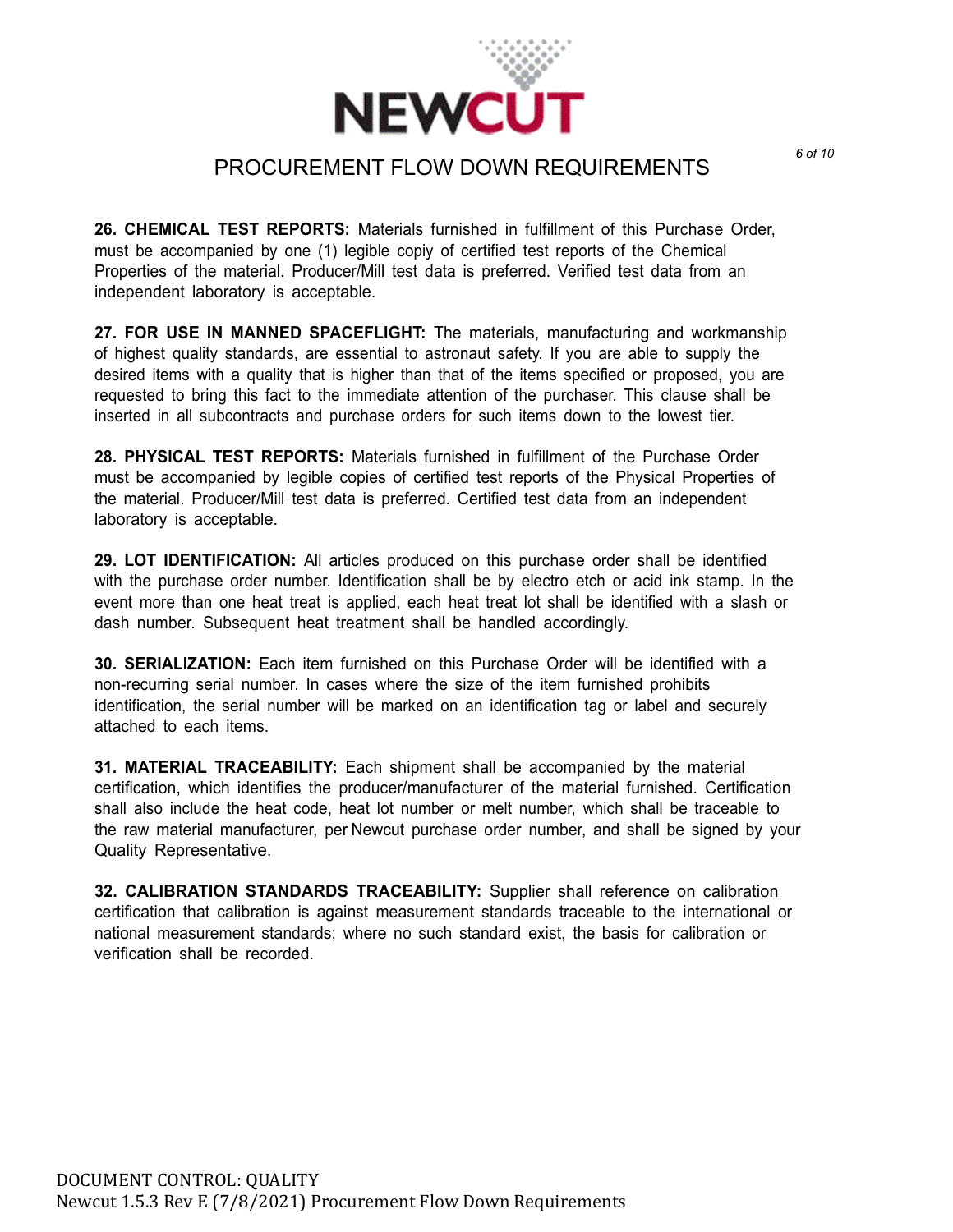**26. CHEMICAL TEST REPORTS:** Materials furnished in fulfillment of this Purchase Order, must be accompanied by one (1) legible copiy of certified test reports of the Chemical Properties of the material. Producer/Mill test data is preferred. Verified test data from an independent laboratory is acceptable.

**27. FOR USE IN MANNED SPACEFLIGHT:** The materials, manufacturing and workmanship of highest quality standards, are essential to astronaut safety. If you are able to supply the desired items with a quality that is higher than that of the items specified or proposed, you are requested to bring this fact to the immediate attention of the purchaser. This clause shall be inserted in all subcontracts and purchase orders for such items down to the lowest tier.

**28. PHYSICAL TEST REPORTS:** Materials furnished in fulfillment of the Purchase Order must be accompanied by legible copies of certified test reports of the Physical Properties of the material. Producer/Mill test data is preferred. Certified test data from an independent laboratory is acceptable.

**29. LOT IDENTIFICATION:** All articles produced on this purchase order shall be identified with the purchase order number. Identification shall be by electro etch or acid ink stamp. In the event more than one heat treat is applied, each heat treat lot shall be identified with a slash or dash number. Subsequent heat treatment shall be handled accordingly.

**30. SERIALIZATION:** Each item furnished on this Purchase Order will be identified with a non-recurring serial number. In cases where the size of the item furnished prohibits identification, the serial number will be marked on an identification tag or label and securely attached to each items.

**31. MATERIAL TRACEABILITY:** Each shipment shall be accompanied by the material certification, which identifies the producer/manufacturer of the material furnished. Certification shall also include the heat code, heat lot number or melt number, which shall be traceable to the raw material manufacturer, per Newcut purchase order number, and shall be signed by your Quality Representative.

**32. CALIBRATION STANDARDS TRACEABILITY:** Supplier shall reference on calibration certification that calibration is against measurement standards traceable to the international or national measurement standards; where no such standard exist, the basis for calibration or verification shall be recorded.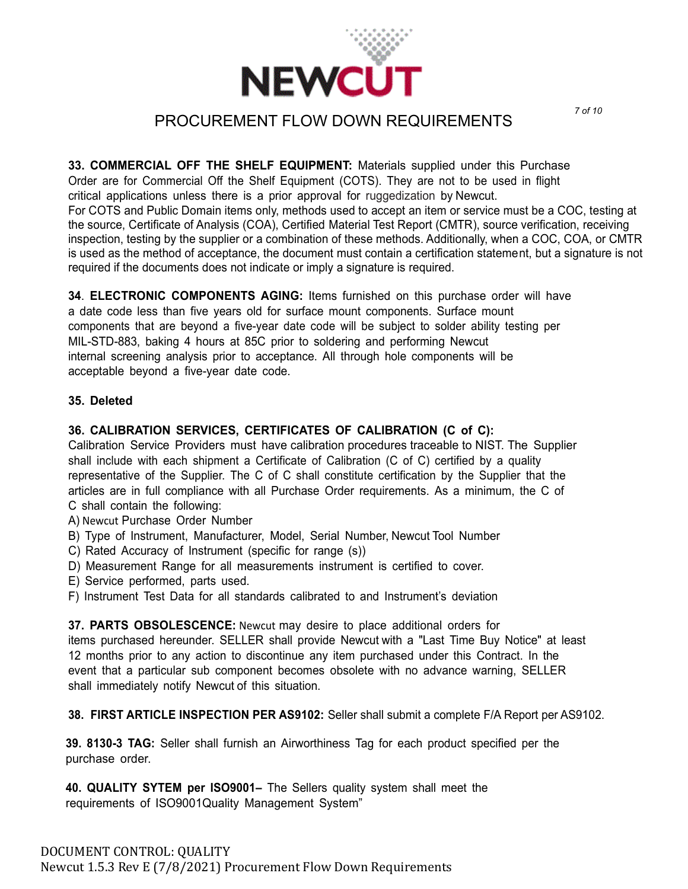**33. COMMERCIAL OFF THE SHELF EQUIPMENT:** Materials supplied under this Purchase Order are for Commercial Off the Shelf Equipment (COTS). They are not to be used in flight critical applications unless there is a prior approval for ruggedization by Newcut.
For COTS and Public Domain items only, methods used to accept an item or service must be a COC, testing at the source, Certificate of Analysis (COA), Certified Material Test Report (CMTR), source verification, receiving inspection, testing by the supplier or a combination of these methods. Additionally, when a COC, COA, or CMTR is used as the method of acceptance, the document must contain a certification statement, but a signature is not required if the documents does not indicate or imply a signature is required.

**34. ELECTRONIC COMPONENTS AGING:** Items furnished on this purchase order will have a date code less than five years old for surface mount components. Surface mount components that are beyond a five-year date code will be subject to solder ability testing per MIL-STD-883, baking 4 hours at 85C prior to soldering and performing Newcut internal screening analysis prior to acceptance. All through hole components will be acceptable beyond a five-year date code.

**35. Deleted**

**36. CALIBRATION SERVICES, CERTIFICATES OF CALIBRATION (C of C):**
Calibration Service Providers must have calibration procedures traceable to NIST. The Supplier shall include with each shipment a Certificate of Calibration (C of C) certified by a quality representative of the Supplier. The C of C shall constitute certification by the Supplier that the articles are in full compliance with all Purchase Order requirements. As a minimum, the C of C shall contain the following:
A) Newcut Purchase Order Number
B) Type of Instrument, Manufacturer, Model, Serial Number, Newcut Tool Number
C) Rated Accuracy of Instrument (specific for range (s))
D) Measurement Range for all measurements instrument is certified to cover.
E) Service performed, parts used.
F) Instrument Test Data for all standards calibrated to and Instrument's deviation

**37. PARTS OBSOLESCENCE:** Newcut may desire to place additional orders for items purchased hereunder. SELLER shall provide Newcut with a "Last Time Buy Notice" at least 12 months prior to any action to discontinue any item purchased under this Contract. In the event that a particular sub component becomes obsolete with no advance warning, SELLER shall immediately notify Newcut of this situation.

**38. FIRST ARTICLE INSPECTION PER AS9102:** Seller shall submit a complete F/A Report per AS9102.

**39. 8130-3 TAG:** Seller shall furnish an Airworthiness Tag for each product specified per the purchase order.

**40. QUALITY SYTEM per ISO9001–** The Sellers quality system shall meet the requirements of ISO9001Quality Management System"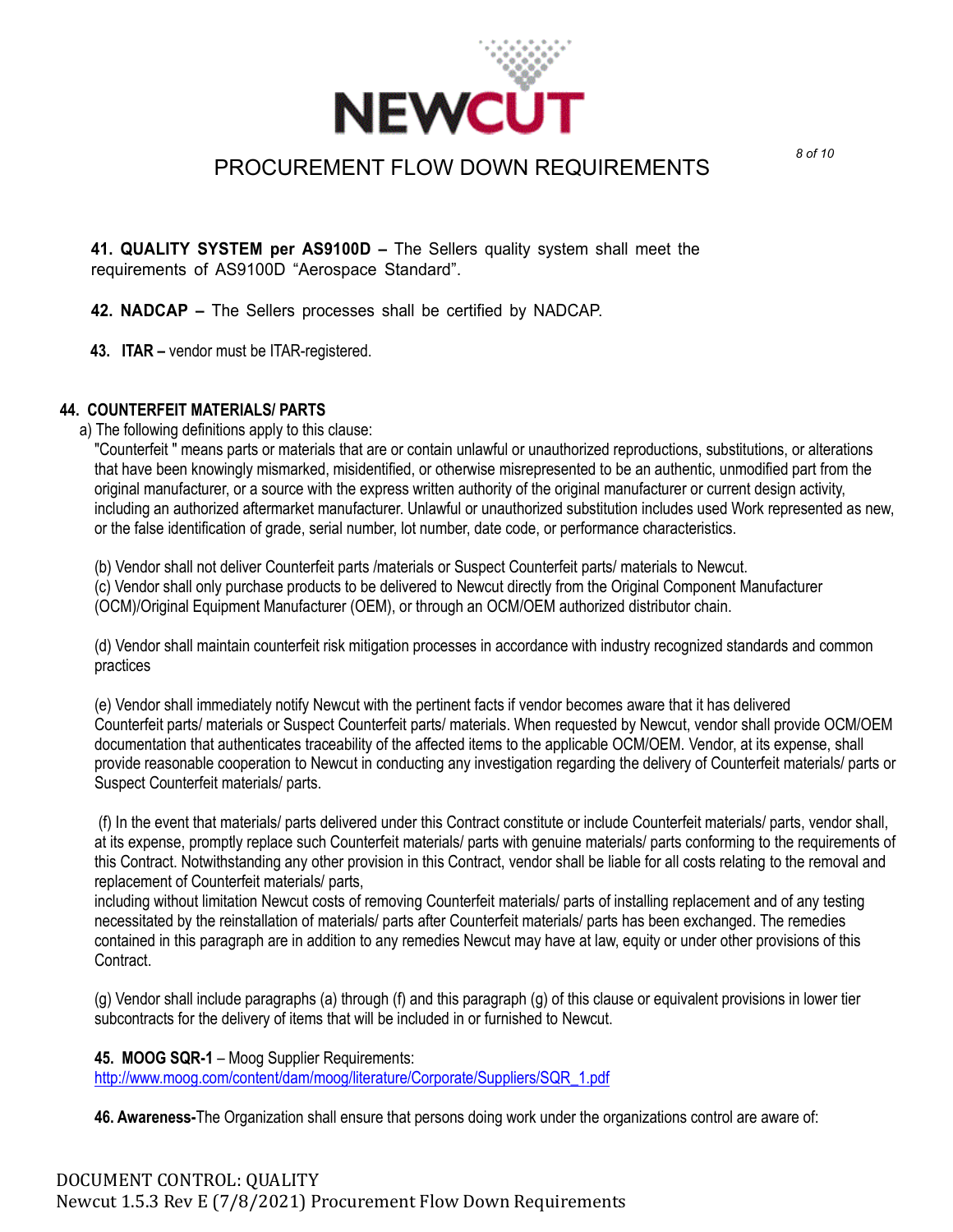**41. QUALITY SYSTEM per AS9100D –** The Sellers quality system shall meet the requirements of AS9100D "Aerospace Standard".

**42. NADCAP –** The Sellers processes shall be certified by NADCAP.

**43. ITAR –** vendor must be ITAR-registered.

**44. COUNTERFEIT MATERIALS/ PARTS**

a) The following definitions apply to this clause:

"Counterfeit " means parts or materials that are or contain unlawful or unauthorized reproductions, substitutions, or alterations that have been knowingly mismarked, misidentified, or otherwise misrepresented to be an authentic, unmodified part from the original manufacturer, or a source with the express written authority of the original manufacturer or current design activity, including an authorized aftermarket manufacturer. Unlawful or unauthorized substitution includes used Work represented as new, or the false identification of grade, serial number, lot number, date code, or performance characteristics.

(b) Vendor shall not deliver Counterfeit parts /materials or Suspect Counterfeit parts/ materials to Newcut.

(c) Vendor shall only purchase products to be delivered to Newcut directly from the Original Component Manufacturer (OCM)/Original Equipment Manufacturer (OEM), or through an OCM/OEM authorized distributor chain.

(d) Vendor shall maintain counterfeit risk mitigation processes in accordance with industry recognized standards and common practices

(e) Vendor shall immediately notify Newcut with the pertinent facts if vendor becomes aware that it has delivered Counterfeit parts/ materials or Suspect Counterfeit parts/ materials. When requested by Newcut, vendor shall provide OCM/OEM documentation that authenticates traceability of the affected items to the applicable OCM/OEM. Vendor, at its expense, shall provide reasonable cooperation to Newcut in conducting any investigation regarding the delivery of Counterfeit materials/ parts or Suspect Counterfeit materials/ parts.

(f) In the event that materials/ parts delivered under this Contract constitute or include Counterfeit materials/ parts, vendor shall, at its expense, promptly replace such Counterfeit materials/ parts with genuine materials/ parts conforming to the requirements of this Contract. Notwithstanding any other provision in this Contract, vendor shall be liable for all costs relating to the removal and replacement of Counterfeit materials/ parts,
including without limitation Newcut costs of removing Counterfeit materials/ parts of installing replacement and of any testing necessitated by the reinstallation of materials/ parts after Counterfeit materials/ parts has been exchanged. The remedies contained in this paragraph are in addition to any remedies Newcut may have at law, equity or under other provisions of this Contract.

(g) Vendor shall include paragraphs (a) through (f) and this paragraph (g) of this clause or equivalent provisions in lower tier subcontracts for the delivery of items that will be included in or furnished to Newcut.

**45. MOOG SQR-1** – Moog Supplier Requirements:
http://www.moog.com/content/dam/moog/literature/Corporate/Suppliers/SQR_1.pdf

**46. Awareness-**The Organization shall ensure that persons doing work under the organizations control are aware of: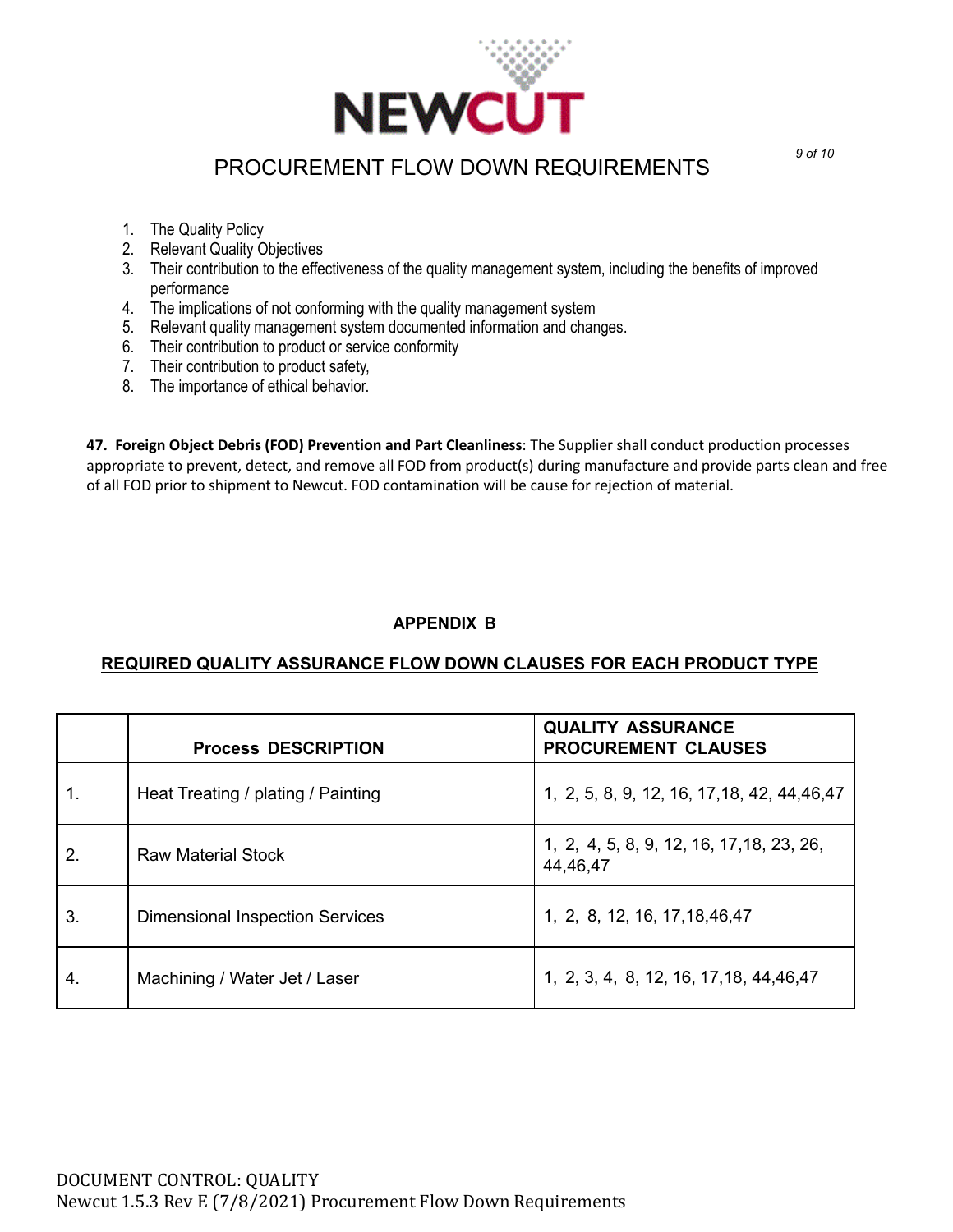1. The Quality Policy
2. Relevant Quality Objectives
3. Their contribution to the effectiveness of the quality management system, including the benefits of improved performance
4. The implications of not conforming with the quality management system
5. Relevant quality management system documented information and changes.
6. Their contribution to product or service conformity
7. Their contribution to product safety,
8. The importance of ethical behavior.

**47. Foreign Object Debris (FOD) Prevention and Part Cleanliness**: The Supplier shall conduct production processes appropriate to prevent, detect, and remove all FOD from product(s) during manufacture and provide parts clean and free of all FOD prior to shipment to Newcut. FOD contamination will be cause for rejection of material.

## APPENDIX B

## REQUIRED QUALITY ASSURANCE FLOW DOWN CLAUSES FOR EACH PRODUCT TYPE

| | Process DESCRIPTION | QUALITY ASSURANCE PROCUREMENT CLAUSES |
|---|---|---|
| 1. | Heat Treating / plating / Painting | 1, 2, 5, 8, 9, 12, 16, 17,18, 42, 44,46,47 |
| 2. | Raw Material Stock | 1, 2, 4, 5, 8, 9, 12, 16, 17,18, 23, 26, 44,46,47 |
| 3. | Dimensional Inspection Services | 1, 2, 8, 12, 16, 17,18,46,47 |
| 4. | Machining / Water Jet / Laser | 1, 2, 3, 4, 8, 12, 16, 17,18, 44,46,47 |

DOCUMENT CONTROL: QUALITY
Newcut 1.5.3 Rev E (7/8/2021) Procurement Flow Down Requirements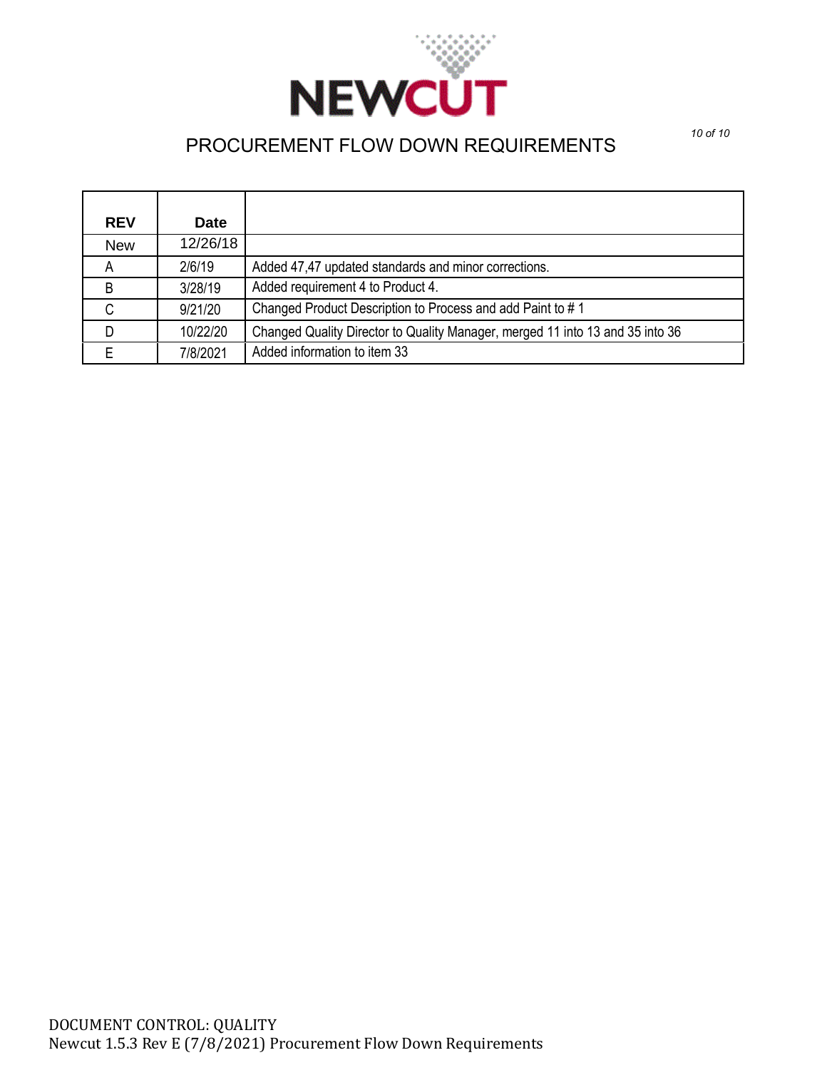# PROCUREMENT FLOW DOWN REQUIREMENTS

| REV | Date | |
|---|---|---|
| New | 12/26/18 | |
| A | 2/6/19 | Added 47,47 updated standards and minor corrections. |
| B | 3/28/19 | Added requirement 4 to Product 4. |
| C | 9/21/20 | Changed Product Description to Process and add Paint to # 1 |
| D | 10/22/20 | Changed Quality Director to Quality Manager, merged 11 into 13 and 35 into 36 |
| E | 7/8/2021 | Added information to item 33 |

DOCUMENT CONTROL: QUALITY
Newcut 1.5.3 Rev E (7/8/2021) Procurement Flow Down Requirements